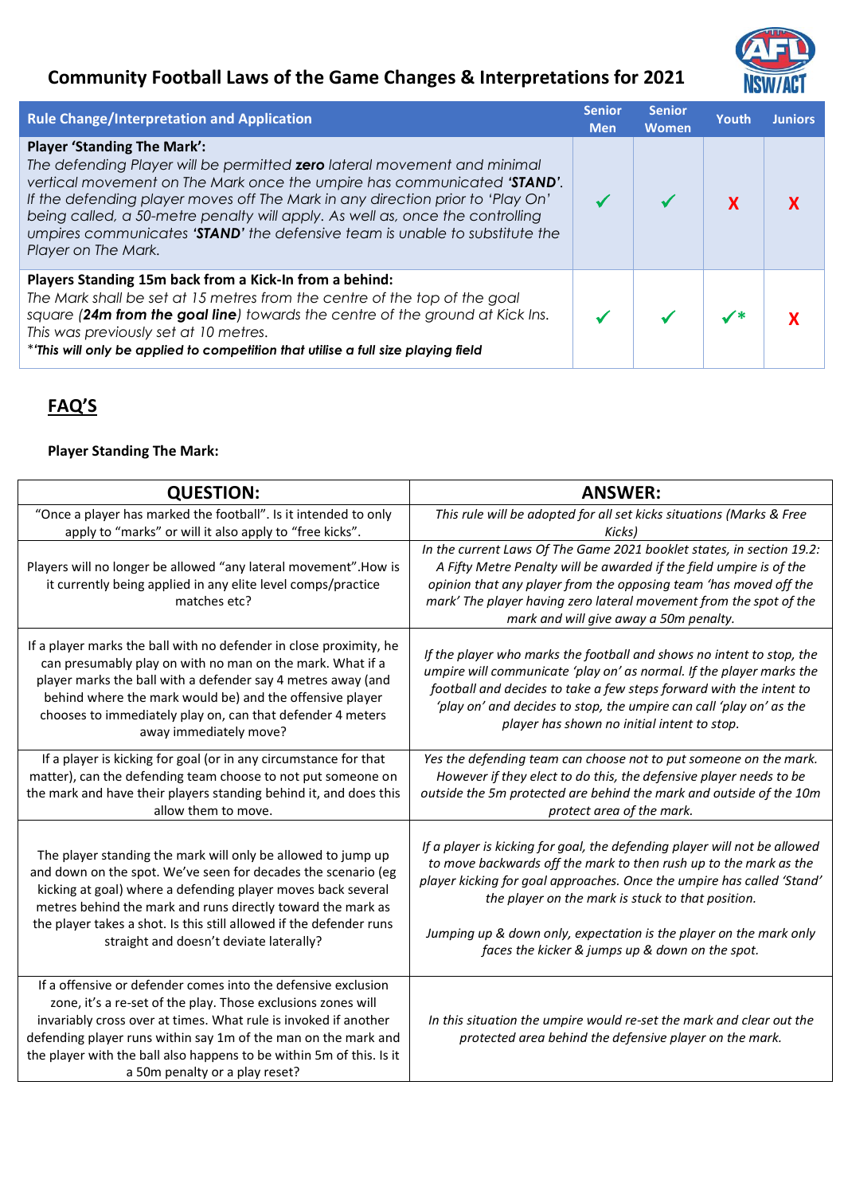# Community Football Laws of the Game Changes & Interpretations for 2021

| Rule Change/Interpretation and Application | Senior Men | Senior Women | Youth | Juniors |
|---|---|---|---|---|
| **Player 'Standing The Mark':** *The defending Player will be permitted **zero** lateral movement and minimal vertical movement on The Mark once the umpire has communicated **'STAND'**. If the defending player moves off The Mark in any direction prior to 'Play On' being called, a 50-metre penalty will apply. As well as, once the controlling umpires communicates **'STAND'** the defensive team is unable to substitute the Player on The Mark.* | ✓ | ✓ | X | X |
| **Players Standing 15m back from a Kick-In from a behind:** *The Mark shall be set at 15 metres from the centre of the top of the goal square (**24m from the goal line**) towards the centre of the ground at Kick Ins. This was previously set at 10 metres.* ***This will only be applied to competition that utilise a full size playing field** | ✓ | ✓ | ✓* | X |

## FAQ'S

**Player Standing The Mark:**

| QUESTION: | ANSWER: |
|---|---|
| "Once a player has marked the football". Is it intended to only apply to "marks" or will it also apply to "free kicks". | *This rule will be adopted for all set kicks situations (Marks & Free Kicks)* |
| Players will no longer be allowed "any lateral movement".How is it currently being applied in any elite level comps/practice matches etc? | *In the current Laws Of The Game 2021 booklet states, in section 19.2: A Fifty Metre Penalty will be awarded if the field umpire is of the opinion that any player from the opposing team 'has moved off the mark' The player having zero lateral movement from the spot of the mark and will give away a 50m penalty.* |
| If a player marks the ball with no defender in close proximity, he can presumably play on with no man on the mark. What if a player marks the ball with a defender say 4 metres away (and behind where the mark would be) and the offensive player chooses to immediately play on, can that defender 4 meters away immediately move? | *If the player who marks the football and shows no intent to stop, the umpire will communicate 'play on' as normal. If the player marks the football and decides to take a few steps forward with the intent to 'play on' and decides to stop, the umpire can call 'play on' as the player has shown no initial intent to stop.* |
| If a player is kicking for goal (or in any circumstance for that matter), can the defending team choose to not put someone on the mark and have their players standing behind it, and does this allow them to move. | *Yes the defending team can choose not to put someone on the mark. However if they elect to do this, the defensive player needs to be outside the 5m protected are behind the mark and outside of the 10m protect area of the mark.* |
| The player standing the mark will only be allowed to jump up and down on the spot. We've seen for decades the scenario (eg kicking at goal) where a defending player moves back several metres behind the mark and runs directly toward the mark as the player takes a shot. Is this still allowed if the defender runs straight and doesn't deviate laterally? | *If a player is kicking for goal, the defending player will not be allowed to move backwards off the mark to then rush up to the mark as the player kicking for goal approaches. Once the umpire has called 'Stand' the player on the mark is stuck to that position.*<br><br>*Jumping up & down only, expectation is the player on the mark only faces the kicker & jumps up & down on the spot.* |
| If a offensive or defender comes into the defensive exclusion zone, it's a re-set of the play. Those exclusions zones will invariably cross over at times. What rule is invoked if another defending player runs within say 1m of the man on the mark and the player with the ball also happens to be within 5m of this. Is it a 50m penalty or a play reset? | *In this situation the umpire would re-set the mark and clear out the protected area behind the defensive player on the mark.* |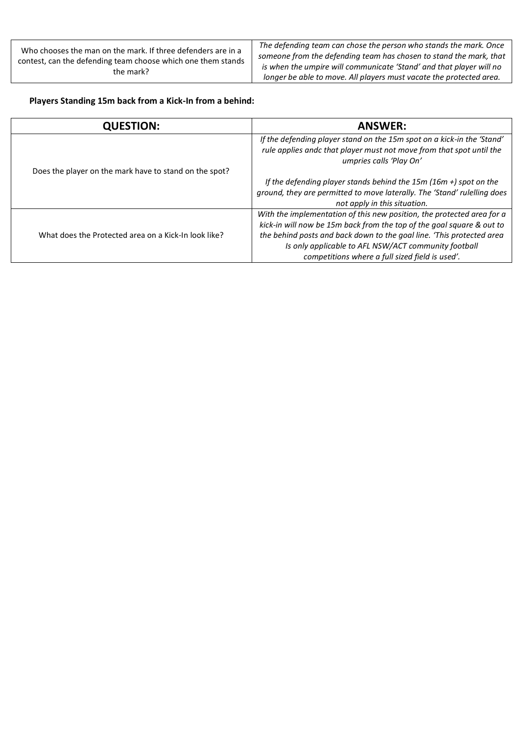| | |
|---|---|
| Who chooses the man on the mark. If three defenders are in a contest, can the defending team choose which one them stands the mark? | *The defending team can chose the person who stands the mark. Once someone from the defending team has chosen to stand the mark, that is when the umpire will communicate 'Stand' and that player will no longer be able to move. All players must vacate the protected area.* |

**Players Standing 15m back from a Kick-In from a behind:**

| QUESTION: | ANSWER: |
|---|---|
| Does the player on the mark have to stand on the spot? | *If the defending player stand on the 15m spot on a kick-in the 'Stand' rule applies andc that player must not move from that spot until the umpries calls 'Play On'*<br><br>*If the defending player stands behind the 15m (16m +) spot on the ground, they are permitted to move laterally. The 'Stand' rulelling does not apply in this situation.* |
| What does the Protected area on a Kick-In look like? | *With the implementation of this new position, the protected area for a kick-in will now be 15m back from the top of the goal square & out to the behind posts and back down to the goal line. 'This protected area Is only applicable to AFL NSW/ACT community football competitions where a full sized field is used'.* |